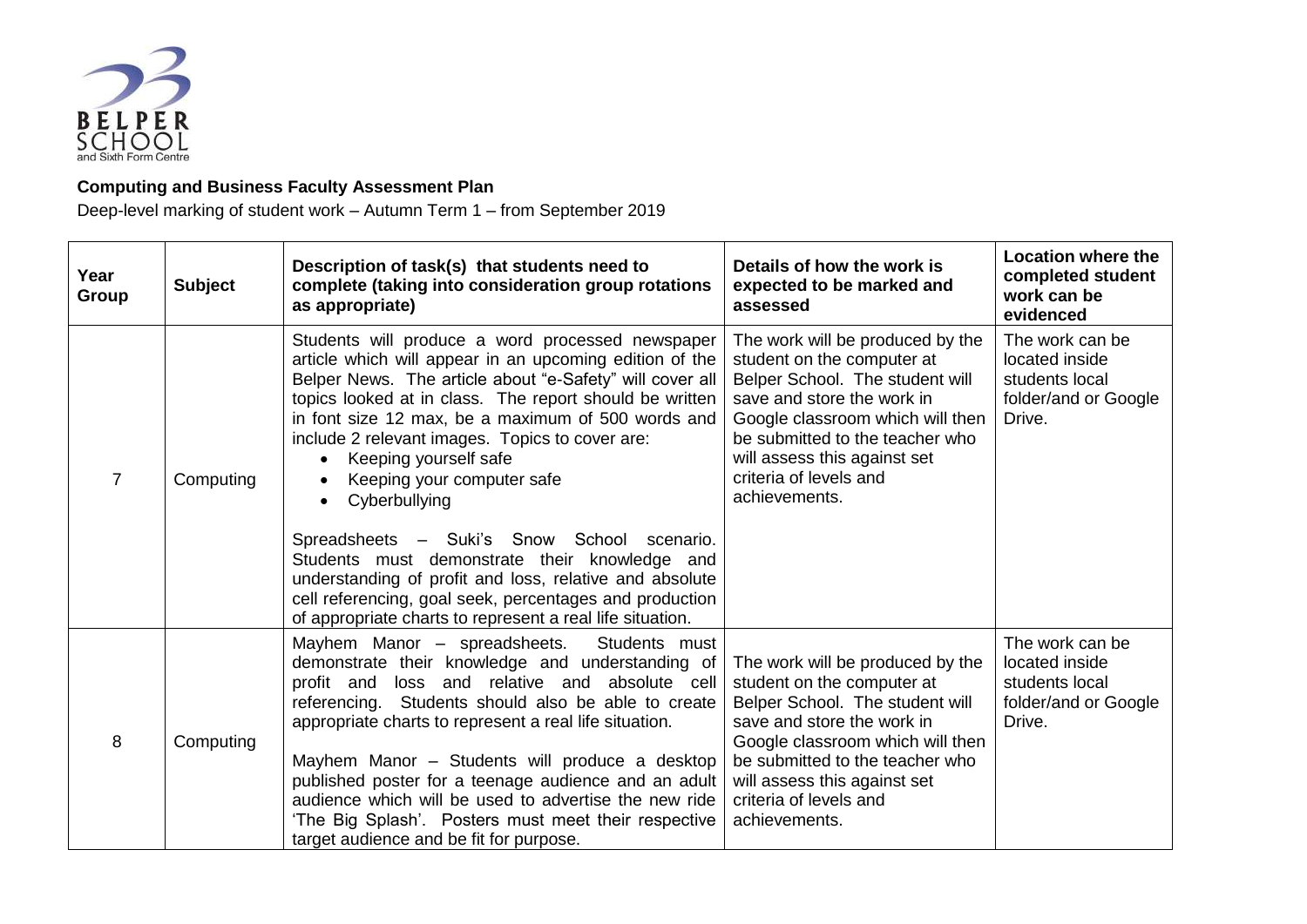**Computing and Business Faculty Assessment Plan**

Deep-level marking of student work – Autumn Term 1 – from September 2019

| Year Group | Subject | Description of task(s) that students need to complete (taking into consideration group rotations as appropriate) | Details of how the work is expected to be marked and assessed | Location where the completed student work can be evidenced |
|---|---|---|---|---|
| 7 | Computing | Students will produce a word processed newspaper article which will appear in an upcoming edition of the Belper News. The article about "e-Safety" will cover all topics looked at in class. The report should be written in font size 12 max, be a maximum of 500 words and include 2 relevant images. Topics to cover are:<br>• Keeping yourself safe<br>• Keeping your computer safe<br>• Cyberbullying<br><br>Spreadsheets – Suki's Snow School scenario. Students must demonstrate their knowledge and understanding of profit and loss, relative and absolute cell referencing, goal seek, percentages and production of appropriate charts to represent a real life situation. | The work will be produced by the student on the computer at Belper School. The student will save and store the work in Google classroom which will then be submitted to the teacher who will assess this against set criteria of levels and achievements. | The work can be located inside students local folder/and or Google Drive. |
| 8 | Computing | Mayhem Manor – spreadsheets. Students must demonstrate their knowledge and understanding of profit and loss and relative and absolute cell referencing. Students should also be able to create appropriate charts to represent a real life situation.<br><br>Mayhem Manor – Students will produce a desktop published poster for a teenage audience and an adult audience which will be used to advertise the new ride 'The Big Splash'. Posters must meet their respective target audience and be fit for purpose. | The work will be produced by the student on the computer at Belper School. The student will save and store the work in Google classroom which will then be submitted to the teacher who will assess this against set criteria of levels and achievements. | The work can be located inside students local folder/and or Google Drive. |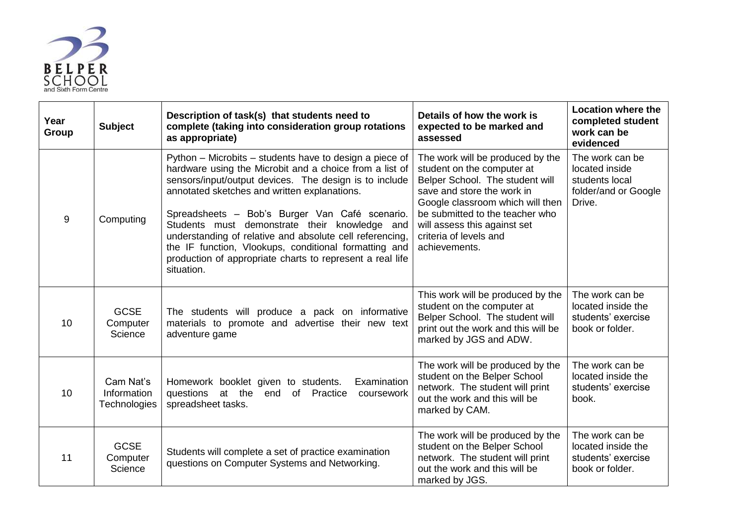| Year Group | Subject | Description of task(s) that students need to complete (taking into consideration group rotations as appropriate) | Details of how the work is expected to be marked and assessed | Location where the completed student work can be evidenced |
|---|---|---|---|---|
| 9 | Computing | Python – Microbits – students have to design a piece of hardware using the Microbit and a choice from a list of sensors/input/output devices. The design is to include annotated sketches and written explanations.<br><br>Spreadsheets – Bob's Burger Van Café scenario. Students must demonstrate their knowledge and understanding of relative and absolute cell referencing, the IF function, Vlookups, conditional formatting and production of appropriate charts to represent a real life situation. | The work will be produced by the student on the computer at Belper School. The student will save and store the work in Google classroom which will then be submitted to the teacher who will assess this against set criteria of levels and achievements. | The work can be located inside students local folder/and or Google Drive. |
| 10 | GCSE Computer Science | The students will produce a pack on informative materials to promote and advertise their new text adventure game | This work will be produced by the student on the computer at Belper School. The student will print out the work and this will be marked by JGS and ADW. | The work can be located inside the students' exercise book or folder. |
| 10 | Cam Nat's Information Technologies | Homework booklet given to students. Examination questions at the end of Practice coursework spreadsheet tasks. | The work will be produced by the student on the Belper School network. The student will print out the work and this will be marked by CAM. | The work can be located inside the students' exercise book. |
| 11 | GCSE Computer Science | Students will complete a set of practice examination questions on Computer Systems and Networking. | The work will be produced by the student on the Belper School network. The student will print out the work and this will be marked by JGS. | The work can be located inside the students' exercise book or folder. |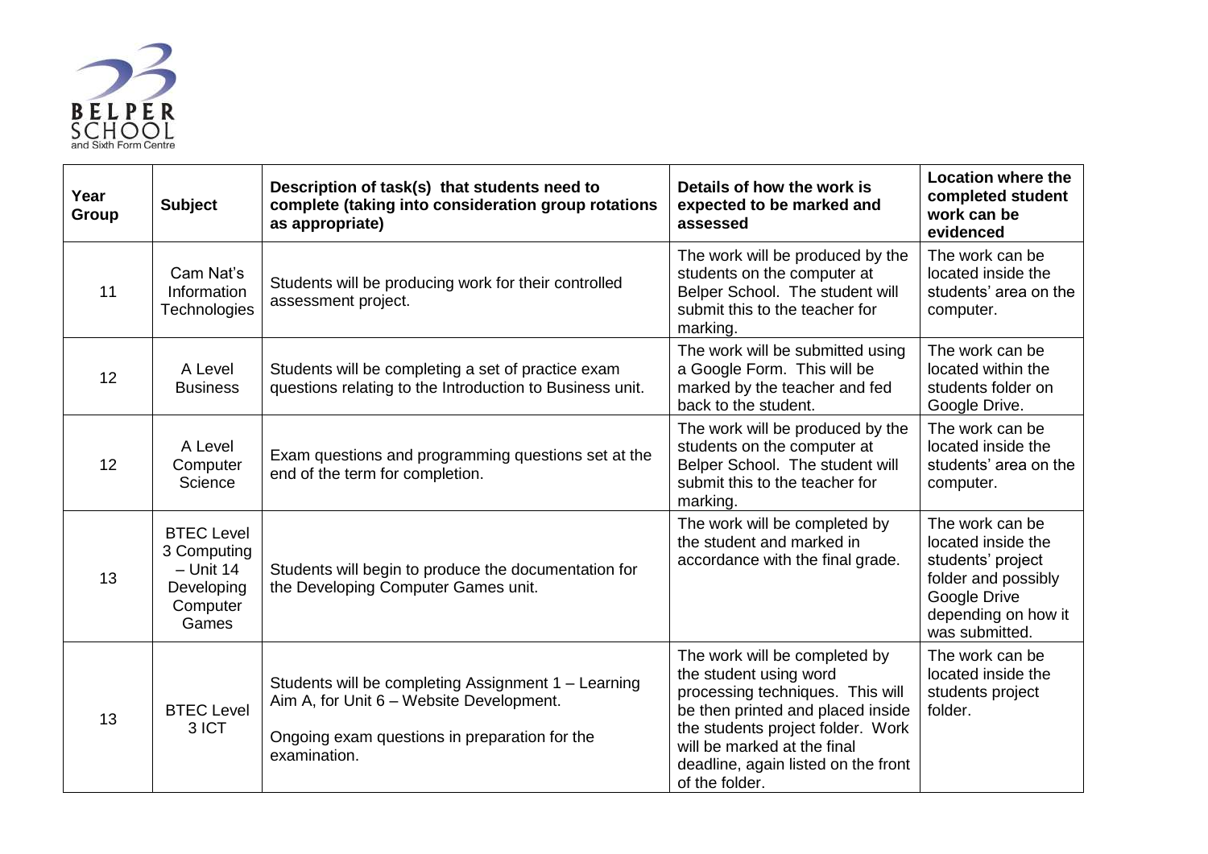| Year Group | Subject | Description of task(s) that students need to complete (taking into consideration group rotations as appropriate) | Details of how the work is expected to be marked and assessed | Location where the completed student work can be evidenced |
|---|---|---|---|---|
| 11 | Cam Nat's Information Technologies | Students will be producing work for their controlled assessment project. | The work will be produced by the students on the computer at Belper School. The student will submit this to the teacher for marking. | The work can be located inside the students' area on the computer. |
| 12 | A Level Business | Students will be completing a set of practice exam questions relating to the Introduction to Business unit. | The work will be submitted using a Google Form. This will be marked by the teacher and fed back to the student. | The work can be located within the students folder on Google Drive. |
| 12 | A Level Computer Science | Exam questions and programming questions set at the end of the term for completion. | The work will be produced by the students on the computer at Belper School. The student will submit this to the teacher for marking. | The work can be located inside the students' area on the computer. |
| 13 | BTEC Level 3 Computing – Unit 14 Developing Computer Games | Students will begin to produce the documentation for the Developing Computer Games unit. | The work will be completed by the student and marked in accordance with the final grade. | The work can be located inside the students' project folder and possibly Google Drive depending on how it was submitted. |
| 13 | BTEC Level 3 ICT | Students will be completing Assignment 1 – Learning Aim A, for Unit 6 – Website Development.<br><br>Ongoing exam questions in preparation for the examination. | The work will be completed by the student using word processing techniques. This will be then printed and placed inside the students project folder. Work will be marked at the final deadline, again listed on the front of the folder. | The work can be located inside the students project folder. |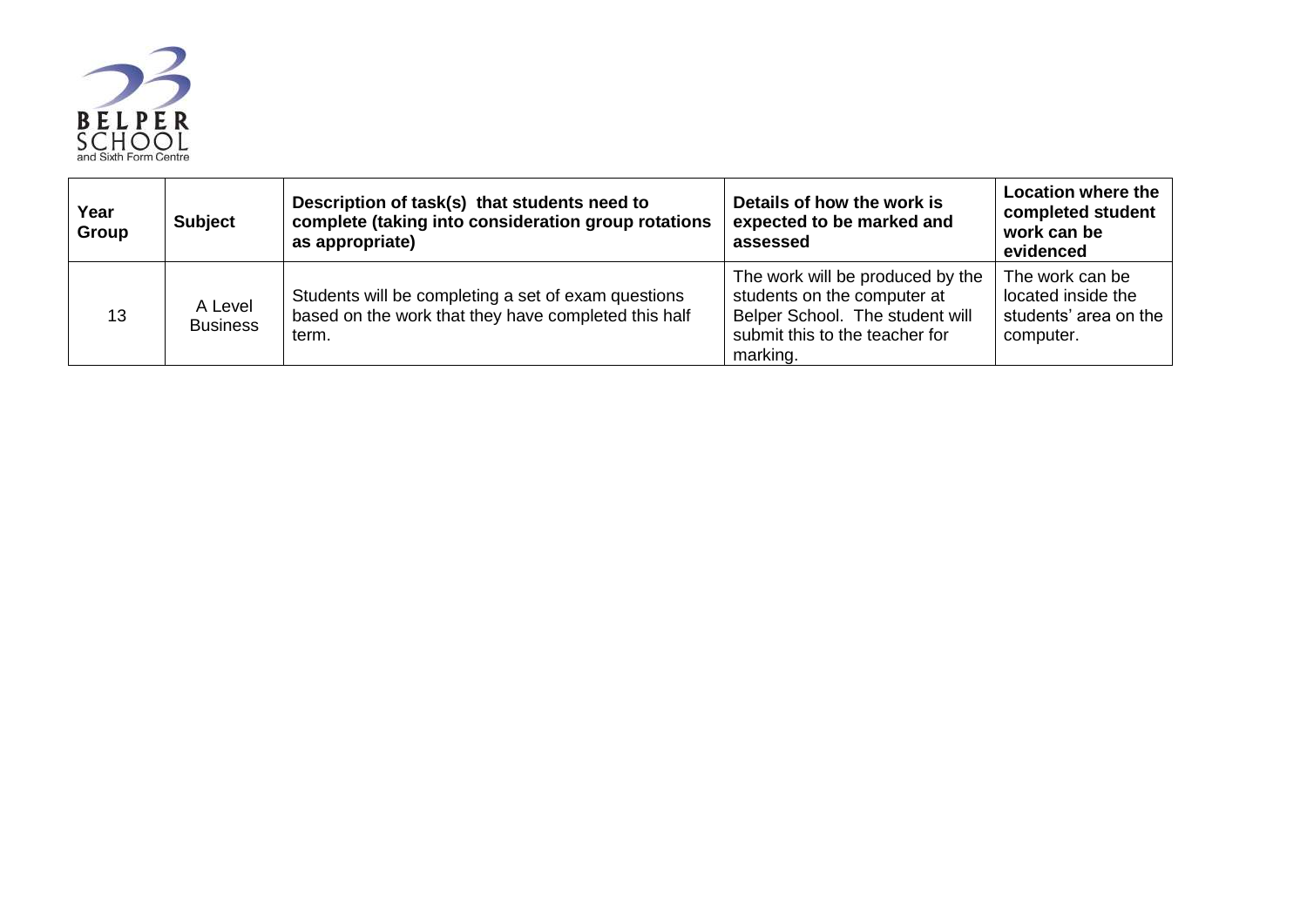| Year Group | Subject | Description of task(s) that students need to complete (taking into consideration group rotations as appropriate) | Details of how the work is expected to be marked and assessed | Location where the completed student work can be evidenced |
|---|---|---|---|---|
| 13 | A Level Business | Students will be completing a set of exam questions based on the work that they have completed this half term. | The work will be produced by the students on the computer at Belper School. The student will submit this to the teacher for marking. | The work can be located inside the students' area on the computer. |